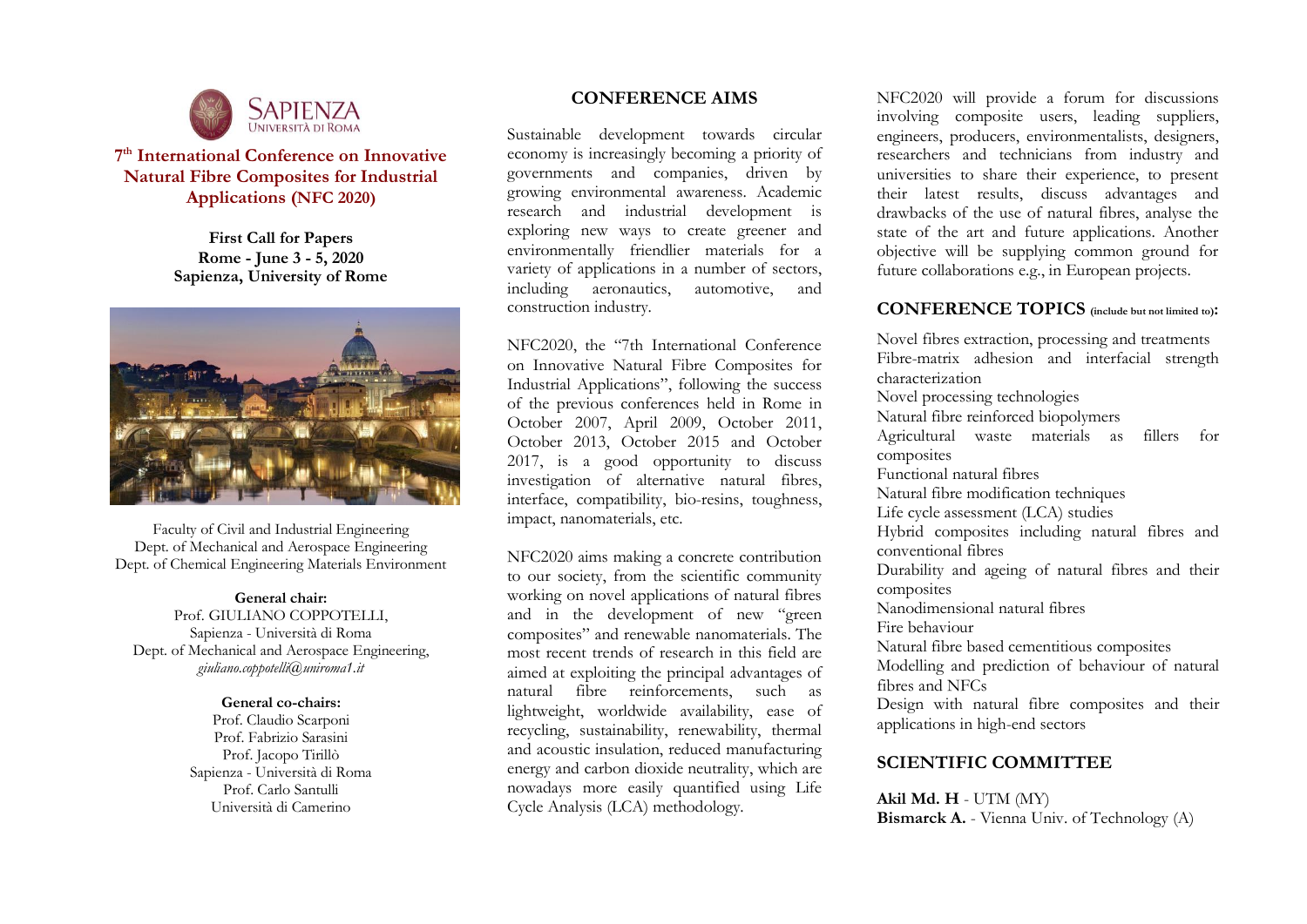# 7th International Conference on Innovative Natural Fibre Composites for Industrial Applications (NFC 2020)

**First Call for Papers**
**Rome - June 3 - 5, 2020**
**Sapienza, University of Rome**

Faculty of Civil and Industrial Engineering
Dept. of Mechanical and Aerospace Engineering
Dept. of Chemical Engineering Materials Environment

**General chair:**
Prof. GIULIANO COPPOTELLI,
Sapienza - Università di Roma
Dept. of Mechanical and Aerospace Engineering,
*giuliano.coppotelli@uniroma1.it*

**General co-chairs:**
Prof. Claudio Scarponi
Prof. Fabrizio Sarasini
Prof. Jacopo Tirillò
Sapienza - Università di Roma
Prof. Carlo Santulli
Università di Camerino

## CONFERENCE AIMS

Sustainable development towards circular economy is increasingly becoming a priority of governments and companies, driven by growing environmental awareness. Academic research and industrial development is exploring new ways to create greener and environmentally friendlier materials for a variety of applications in a number of sectors, including aeronautics, automotive, and construction industry.

NFC2020, the "7th International Conference on Innovative Natural Fibre Composites for Industrial Applications", following the success of the previous conferences held in Rome in October 2007, April 2009, October 2011, October 2013, October 2015 and October 2017, is a good opportunity to discuss investigation of alternative natural fibres, interface, compatibility, bio-resins, toughness, impact, nanomaterials, etc.

NFC2020 aims making a concrete contribution to our society, from the scientific community working on novel applications of natural fibres and in the development of new "green composites" and renewable nanomaterials. The most recent trends of research in this field are aimed at exploiting the principal advantages of natural fibre reinforcements, such as lightweight, worldwide availability, ease of recycling, sustainability, renewability, thermal and acoustic insulation, reduced manufacturing energy and carbon dioxide neutrality, which are nowadays more easily quantified using Life Cycle Analysis (LCA) methodology.

NFC2020 will provide a forum for discussions involving composite users, leading suppliers, engineers, producers, environmentalists, designers, researchers and technicians from industry and universities to share their experience, to present their latest results, discuss advantages and drawbacks of the use of natural fibres, analyse the state of the art and future applications. Another objective will be supplying common ground for future collaborations e.g., in European projects.

## CONFERENCE TOPICS (include but not limited to):

Novel fibres extraction, processing and treatments
Fibre-matrix adhesion and interfacial strength characterization
Novel processing technologies
Natural fibre reinforced biopolymers
Agricultural waste materials as fillers for composites
Functional natural fibres
Natural fibre modification techniques
Life cycle assessment (LCA) studies
Hybrid composites including natural fibres and conventional fibres
Durability and ageing of natural fibres and their composites
Nanodimensional natural fibres
Fire behaviour
Natural fibre based cementitious composites
Modelling and prediction of behaviour of natural fibres and NFCs
Design with natural fibre composites and their applications in high-end sectors

## SCIENTIFIC COMMITTEE

**Akil Md. H** - UTM (MY)
**Bismarck A.** - Vienna Univ. of Technology (A)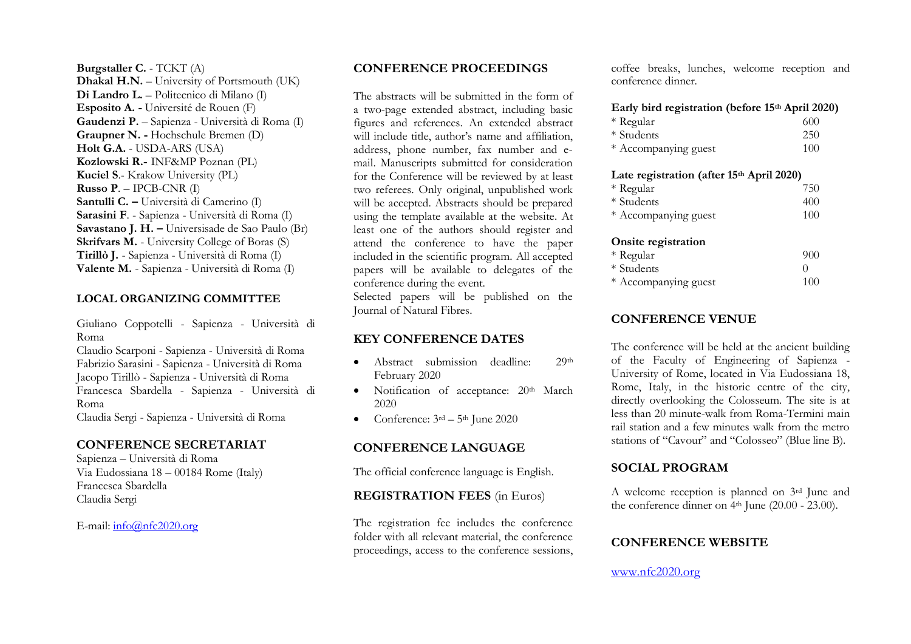**Burgstaller C.** - TCKT (A)
**Dhakal H.N.** – University of Portsmouth (UK)
**Di Landro L.** – Politecnico di Milano (I)
**Esposito A. -** Université de Rouen (F)
**Gaudenzi P.** – Sapienza - Università di Roma (I)
**Graupner N. -** Hochschule Bremen (D)
**Holt G.A.** - USDA-ARS (USA)
**Kozlowski R.-** INF&MP Poznan (PL)
**Kuciel S**.- Krakow University (PL)
**Russo P**. – IPCB-CNR (I)
**Santulli C. –** Università di Camerino (I)
**Sarasini F**. - Sapienza - Università di Roma (I)
**Savastano J. H. –** Universisade de Sao Paulo (Br)
**Skrifvars M.** - University College of Boras (S)
**Tirillò J.** - Sapienza - Università di Roma (I)
**Valente M.** - Sapienza - Università di Roma (I)

## LOCAL ORGANIZING COMMITTEE

Giuliano Coppotelli - Sapienza - Università di Roma
Claudio Scarponi - Sapienza - Università di Roma
Fabrizio Sarasini - Sapienza - Università di Roma
Jacopo Tirillò - Sapienza - Università di Roma
Francesca Sbardella - Sapienza - Università di Roma
Claudia Sergi - Sapienza - Università di Roma

## CONFERENCE SECRETARIAT

Sapienza – Università di Roma
Via Eudossiana 18 – 00184 Rome (Italy)
Francesca Sbardella
Claudia Sergi

E-mail: info@nfc2020.org

## CONFERENCE PROCEEDINGS

The abstracts will be submitted in the form of a two-page extended abstract, including basic figures and references. An extended abstract will include title, author's name and affiliation, address, phone number, fax number and e-mail. Manuscripts submitted for consideration for the Conference will be reviewed by at least two referees. Only original, unpublished work will be accepted. Abstracts should be prepared using the template available at the website. At least one of the authors should register and attend the conference to have the paper included in the scientific program. All accepted papers will be available to delegates of the conference during the event.
Selected papers will be published on the Journal of Natural Fibres.

## KEY CONFERENCE DATES

- Abstract submission deadline: 29th February 2020
- Notification of acceptance: 20th March 2020
- Conference: 3rd – 5th June 2020

## CONFERENCE LANGUAGE

The official conference language is English.

## REGISTRATION FEES (in Euros)

The registration fee includes the conference folder with all relevant material, the conference proceedings, access to the conference sessions, coffee breaks, lunches, welcome reception and conference dinner.

**Early bird registration (before 15th April 2020)**

| | |
|---|---|
| * Regular | 600 |
| * Students | 250 |
| * Accompanying guest | 100 |

**Late registration (after 15th April 2020)**

| | |
|---|---|
| * Regular | 750 |
| * Students | 400 |
| * Accompanying guest | 100 |

**Onsite registration**

| | |
|---|---|
| * Regular | 900 |
| * Students | 0 |
| * Accompanying guest | 100 |

## CONFERENCE VENUE

The conference will be held at the ancient building of the Faculty of Engineering of Sapienza - University of Rome, located in Via Eudossiana 18, Rome, Italy, in the historic centre of the city, directly overlooking the Colosseum. The site is at less than 20 minute-walk from Roma-Termini main rail station and a few minutes walk from the metro stations of "Cavour" and "Colosseo" (Blue line B).

## SOCIAL PROGRAM

A welcome reception is planned on 3rd June and the conference dinner on 4th June (20.00 - 23.00).

## CONFERENCE WEBSITE

www.nfc2020.org